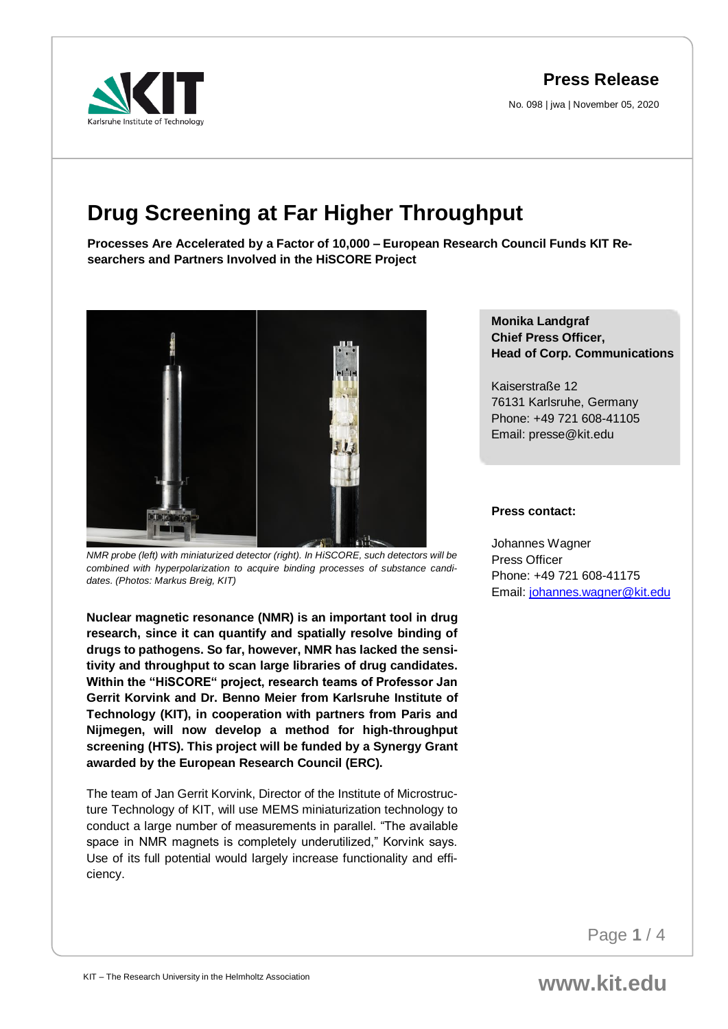**Press Release**

No. 098 | jwa | November 05, 2020

# Drug Screening at Far Higher Throughput

**Processes Are Accelerated by a Factor of 10,000 – European Research Council Funds KIT Researchers and Partners Involved in the HiSCORE Project**

*NMR probe (left) with miniaturized detector (right). In HiSCORE, such detectors will be combined with hyperpolarization to acquire binding processes of substance candidates. (Photos: Markus Breig, KIT)*

**Nuclear magnetic resonance (NMR) is an important tool in drug research, since it can quantify and spatially resolve binding of drugs to pathogens. So far, however, NMR has lacked the sensitivity and throughput to scan large libraries of drug candidates. Within the "HiSCORE" project, research teams of Professor Jan Gerrit Korvink and Dr. Benno Meier from Karlsruhe Institute of Technology (KIT), in cooperation with partners from Paris and Nijmegen, will now develop a method for high-throughput screening (HTS). This project will be funded by a Synergy Grant awarded by the European Research Council (ERC).**

The team of Jan Gerrit Korvink, Director of the Institute of Microstructure Technology of KIT, will use MEMS miniaturization technology to conduct a large number of measurements in parallel. "The available space in NMR magnets is completely underutilized," Korvink says. Use of its full potential would largely increase functionality and efficiency.

**Monika Landgraf**
**Chief Press Officer,**
**Head of Corp. Communications**

Kaiserstraße 12
76131 Karlsruhe, Germany
Phone: +49 721 608-41105
Email: presse@kit.edu

**Press contact:**

Johannes Wagner
Press Officer
Phone: +49 721 608-41175
Email: johannes.wagner@kit.edu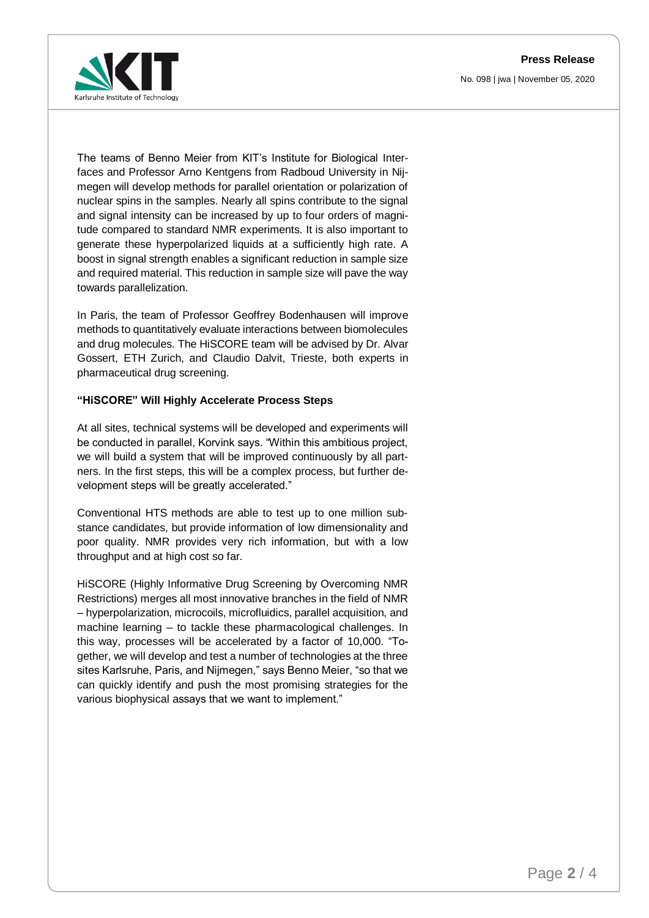The teams of Benno Meier from KIT's Institute for Biological Interfaces and Professor Arno Kentgens from Radboud University in Nijmegen will develop methods for parallel orientation or polarization of nuclear spins in the samples. Nearly all spins contribute to the signal and signal intensity can be increased by up to four orders of magnitude compared to standard NMR experiments. It is also important to generate these hyperpolarized liquids at a sufficiently high rate. A boost in signal strength enables a significant reduction in sample size and required material. This reduction in sample size will pave the way towards parallelization.

In Paris, the team of Professor Geoffrey Bodenhausen will improve methods to quantitatively evaluate interactions between biomolecules and drug molecules. The HiSCORE team will be advised by Dr. Alvar Gossert, ETH Zurich, and Claudio Dalvit, Trieste, both experts in pharmaceutical drug screening.

**"HiSCORE" Will Highly Accelerate Process Steps**

At all sites, technical systems will be developed and experiments will be conducted in parallel, Korvink says. "Within this ambitious project, we will build a system that will be improved continuously by all partners. In the first steps, this will be a complex process, but further development steps will be greatly accelerated."

Conventional HTS methods are able to test up to one million substance candidates, but provide information of low dimensionality and poor quality. NMR provides very rich information, but with a low throughput and at high cost so far.

HiSCORE (Highly Informative Drug Screening by Overcoming NMR Restrictions) merges all most innovative branches in the field of NMR – hyperpolarization, microcoils, microfluidics, parallel acquisition, and machine learning – to tackle these pharmacological challenges. In this way, processes will be accelerated by a factor of 10,000. "Together, we will develop and test a number of technologies at the three sites Karlsruhe, Paris, and Nijmegen," says Benno Meier, "so that we can quickly identify and push the most promising strategies for the various biophysical assays that we want to implement."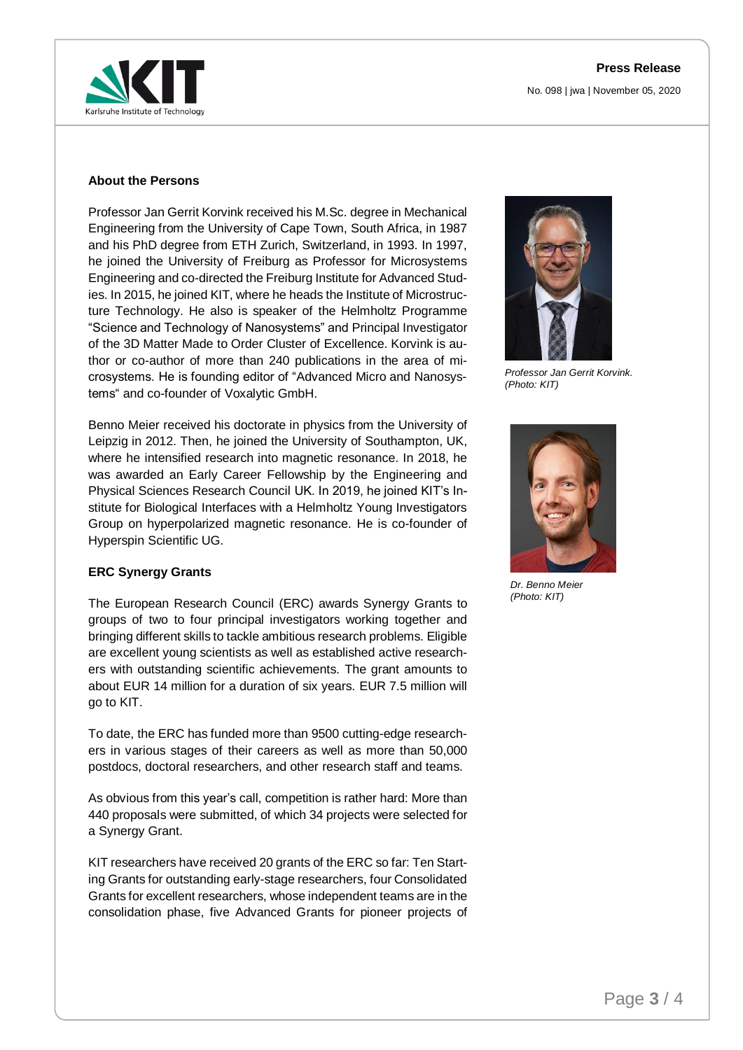## About the Persons

Professor Jan Gerrit Korvink received his M.Sc. degree in Mechanical Engineering from the University of Cape Town, South Africa, in 1987 and his PhD degree from ETH Zurich, Switzerland, in 1993. In 1997, he joined the University of Freiburg as Professor for Microsystems Engineering and co-directed the Freiburg Institute for Advanced Studies. In 2015, he joined KIT, where he heads the Institute of Microstructure Technology. He also is speaker of the Helmholtz Programme "Science and Technology of Nanosystems" and Principal Investigator of the 3D Matter Made to Order Cluster of Excellence. Korvink is author or co-author of more than 240 publications in the area of microsystems. He is founding editor of "Advanced Micro and Nanosystems" and co-founder of Voxalytic GmbH.

*Professor Jan Gerrit Korvink. (Photo: KIT)*

Benno Meier received his doctorate in physics from the University of Leipzig in 2012. Then, he joined the University of Southampton, UK, where he intensified research into magnetic resonance. In 2018, he was awarded an Early Career Fellowship by the Engineering and Physical Sciences Research Council UK. In 2019, he joined KIT's Institute for Biological Interfaces with a Helmholtz Young Investigators Group on hyperpolarized magnetic resonance. He is co-founder of Hyperspin Scientific UG.

*Dr. Benno Meier (Photo: KIT)*

## ERC Synergy Grants

The European Research Council (ERC) awards Synergy Grants to groups of two to four principal investigators working together and bringing different skills to tackle ambitious research problems. Eligible are excellent young scientists as well as established active researchers with outstanding scientific achievements. The grant amounts to about EUR 14 million for a duration of six years. EUR 7.5 million will go to KIT.

To date, the ERC has funded more than 9500 cutting-edge researchers in various stages of their careers as well as more than 50,000 postdocs, doctoral researchers, and other research staff and teams.

As obvious from this year's call, competition is rather hard: More than 440 proposals were submitted, of which 34 projects were selected for a Synergy Grant.

KIT researchers have received 20 grants of the ERC so far: Ten Starting Grants for outstanding early-stage researchers, four Consolidated Grants for excellent researchers, whose independent teams are in the consolidation phase, five Advanced Grants for pioneer projects of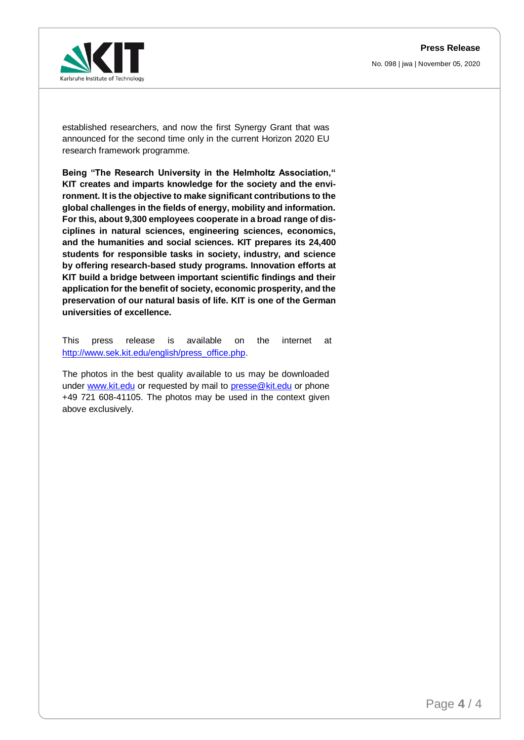established researchers, and now the first Synergy Grant that was announced for the second time only in the current Horizon 2020 EU research framework programme.

**Being "The Research University in the Helmholtz Association," KIT creates and imparts knowledge for the society and the environment. It is the objective to make significant contributions to the global challenges in the fields of energy, mobility and information. For this, about 9,300 employees cooperate in a broad range of disciplines in natural sciences, engineering sciences, economics, and the humanities and social sciences. KIT prepares its 24,400 students for responsible tasks in society, industry, and science by offering research-based study programs. Innovation efforts at KIT build a bridge between important scientific findings and their application for the benefit of society, economic prosperity, and the preservation of our natural basis of life. KIT is one of the German universities of excellence.**

This press release is available on the internet at [http://www.sek.kit.edu/english/press_office.php](http://www.sek.kit.edu/english/press_office.php).

The photos in the best quality available to us may be downloaded under [www.kit.edu](http://www.kit.edu) or requested by mail to [presse@kit.edu](mailto:presse@kit.edu) or phone +49 721 608-41105. The photos may be used in the context given above exclusively.